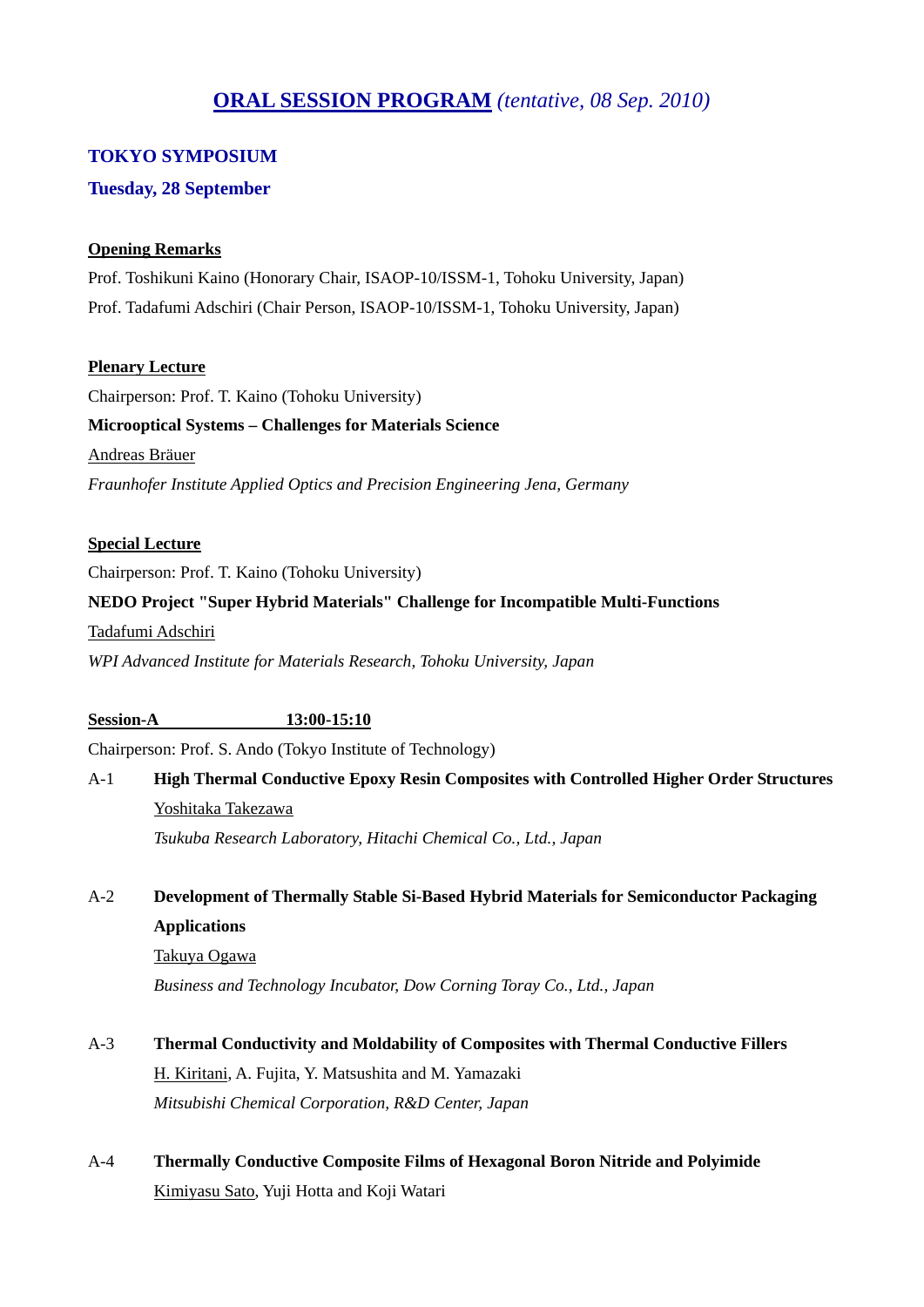# ORAL SESSION PROGRAM *(tentative, 08 Sep. 2010)*

## TOKYO SYMPOSIUM

### Tuesday, 28 September

**Opening Remarks**

Prof. Toshikuni Kaino (Honorary Chair, ISAOP-10/ISSM-1, Tohoku University, Japan)

Prof. Tadafumi Adschiri (Chair Person, ISAOP-10/ISSM-1, Tohoku University, Japan)

**Plenary Lecture**

Chairperson: Prof. T. Kaino (Tohoku University)

**Microoptical Systems – Challenges for Materials Science**

Andreas Bräuer

*Fraunhofer Institute Applied Optics and Precision Engineering Jena, Germany*

**Special Lecture**

Chairperson: Prof. T. Kaino (Tohoku University)

**NEDO Project "Super Hybrid Materials" Challenge for Incompatible Multi-Functions**

Tadafumi Adschiri

*WPI Advanced Institute for Materials Research, Tohoku University, Japan*

**Session-A 13:00-15:10**

Chairperson: Prof. S. Ando (Tokyo Institute of Technology)

A-1 **High Thermal Conductive Epoxy Resin Composites with Controlled Higher Order Structures**

Yoshitaka Takezawa

*Tsukuba Research Laboratory, Hitachi Chemical Co., Ltd., Japan*

A-2 **Development of Thermally Stable Si-Based Hybrid Materials for Semiconductor Packaging Applications**

Takuya Ogawa

*Business and Technology Incubator, Dow Corning Toray Co., Ltd., Japan*

A-3 **Thermal Conductivity and Moldability of Composites with Thermal Conductive Fillers**

H. Kiritani, A. Fujita, Y. Matsushita and M. Yamazaki

*Mitsubishi Chemical Corporation, R&D Center, Japan*

A-4 **Thermally Conductive Composite Films of Hexagonal Boron Nitride and Polyimide**

Kimiyasu Sato, Yuji Hotta and Koji Watari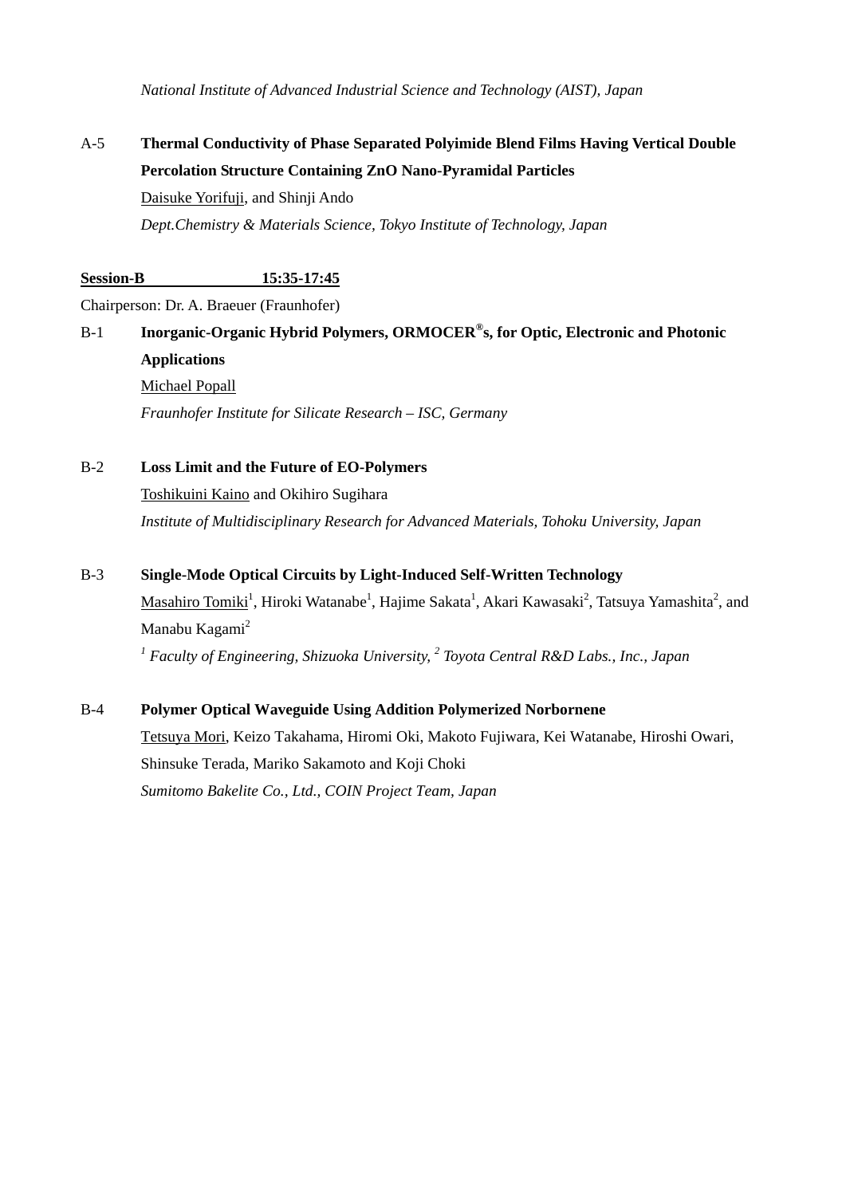*National Institute of Advanced Industrial Science and Technology (AIST), Japan*

A-5 **Thermal Conductivity of Phase Separated Polyimide Blend Films Having Vertical Double Percolation Structure Containing ZnO Nano-Pyramidal Particles**

Daisuke Yorifuji, and Shinji Ando

*Dept.Chemistry & Materials Science, Tokyo Institute of Technology, Japan*

**Session-B 15:35-17:45**

Chairperson: Dr. A. Braeuer (Fraunhofer)

B-1 **Inorganic-Organic Hybrid Polymers, ORMOCER®s, for Optic, Electronic and Photonic Applications**

Michael Popall

*Fraunhofer Institute for Silicate Research – ISC, Germany*

B-2 **Loss Limit and the Future of EO-Polymers**

Toshikuini Kaino and Okihiro Sugihara

*Institute of Multidisciplinary Research for Advanced Materials, Tohoku University, Japan*

B-3 **Single-Mode Optical Circuits by Light-Induced Self-Written Technology**

Masahiro Tomiki[1], Hiroki Watanabe[1], Hajime Sakata[1], Akari Kawasaki[2], Tatsuya Yamashita[2], and Manabu Kagami[2]

*[1] Faculty of Engineering, Shizuoka University, [2] Toyota Central R&D Labs., Inc., Japan*

B-4 **Polymer Optical Waveguide Using Addition Polymerized Norbornene**

Tetsuya Mori, Keizo Takahama, Hiromi Oki, Makoto Fujiwara, Kei Watanabe, Hiroshi Owari, Shinsuke Terada, Mariko Sakamoto and Koji Choki

*Sumitomo Bakelite Co., Ltd., COIN Project Team, Japan*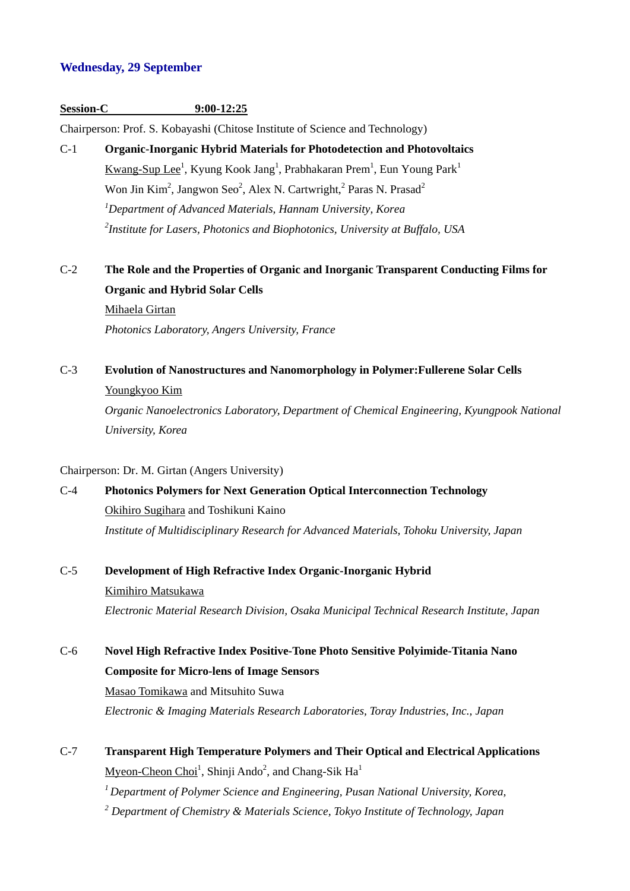## Wednesday, 29 September

**Session-C 9:00-12:25**

Chairperson: Prof. S. Kobayashi (Chitose Institute of Science and Technology)

C-1 **Organic-Inorganic Hybrid Materials for Photodetection and Photovoltaics**

Kwang-Sup Lee[1], Kyung Kook Jang[1], Prabhakaran Prem[1], Eun Young Park[1]
Won Jin Kim[2], Jangwon Seo[2], Alex N. Cartwright,[2] Paras N. Prasad[2]
*[1]Department of Advanced Materials, Hannam University, Korea*
*[2]Institute for Lasers, Photonics and Biophotonics, University at Buffalo, USA*

C-2 **The Role and the Properties of Organic and Inorganic Transparent Conducting Films for Organic and Hybrid Solar Cells**

Mihaela Girtan
*Photonics Laboratory, Angers University, France*

C-3 **Evolution of Nanostructures and Nanomorphology in Polymer:Fullerene Solar Cells**

Youngkyoo Kim
*Organic Nanoelectronics Laboratory, Department of Chemical Engineering, Kyungpook National University, Korea*

Chairperson: Dr. M. Girtan (Angers University)

C-4 **Photonics Polymers for Next Generation Optical Interconnection Technology**

Okihiro Sugihara and Toshikuni Kaino
*Institute of Multidisciplinary Research for Advanced Materials, Tohoku University, Japan*

C-5 **Development of High Refractive Index Organic-Inorganic Hybrid**

Kimihiro Matsukawa
*Electronic Material Research Division, Osaka Municipal Technical Research Institute, Japan*

C-6 **Novel High Refractive Index Positive-Tone Photo Sensitive Polyimide-Titania Nano Composite for Micro-lens of Image Sensors**

Masao Tomikawa and Mitsuhito Suwa
*Electronic & Imaging Materials Research Laboratories, Toray Industries, Inc., Japan*

C-7 **Transparent High Temperature Polymers and Their Optical and Electrical Applications**

Myeon-Cheon Choi[1], Shinji Ando[2], and Chang-Sik Ha[1]
*[1] Department of Polymer Science and Engineering, Pusan National University, Korea,*
*[2] Department of Chemistry & Materials Science, Tokyo Institute of Technology, Japan*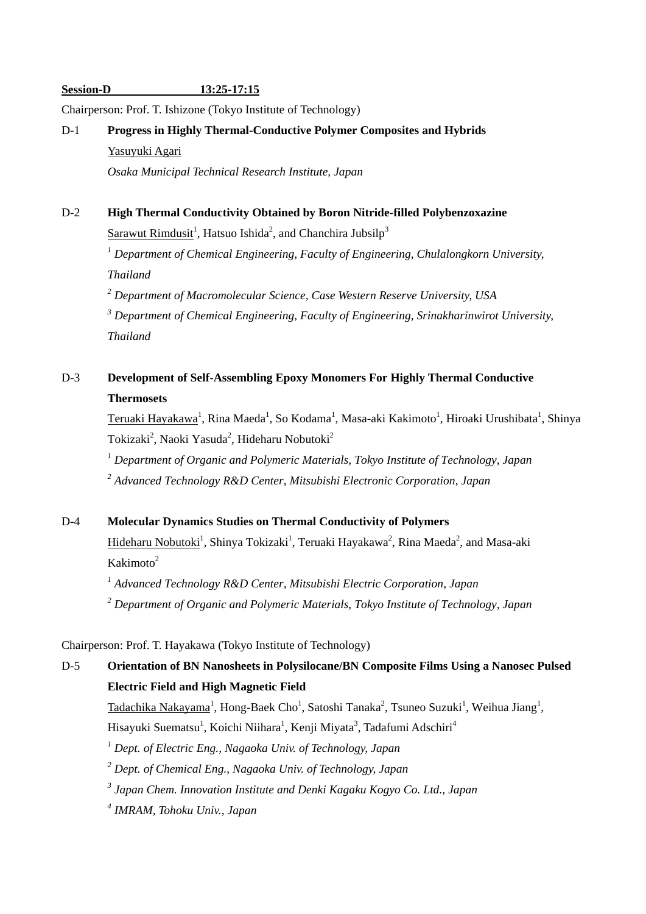**Session-D 13:25-17:15**

Chairperson: Prof. T. Ishizone (Tokyo Institute of Technology)

D-1 **Progress in Highly Thermal-Conductive Polymer Composites and Hybrids**

Yasuyuki Agari

*Osaka Municipal Technical Research Institute, Japan*

D-2 **High Thermal Conductivity Obtained by Boron Nitride-filled Polybenzoxazine**

Sarawut Rimdusit[1], Hatsuo Ishida[2], and Chanchira Jubsilp[3]

*[1] Department of Chemical Engineering, Faculty of Engineering, Chulalongkorn University, Thailand*

*[2] Department of Macromolecular Science, Case Western Reserve University, USA*

*[3] Department of Chemical Engineering, Faculty of Engineering, Srinakharinwirot University, Thailand*

D-3 **Development of Self-Assembling Epoxy Monomers For Highly Thermal Conductive Thermosets**

Teruaki Hayakawa[1], Rina Maeda[1], So Kodama[1], Masa-aki Kakimoto[1], Hiroaki Urushibata[1], Shinya Tokizaki[2], Naoki Yasuda[2], Hideharu Nobutoki[2]

*[1] Department of Organic and Polymeric Materials, Tokyo Institute of Technology, Japan*

*[2] Advanced Technology R&D Center, Mitsubishi Electronic Corporation, Japan*

D-4 **Molecular Dynamics Studies on Thermal Conductivity of Polymers**

Hideharu Nobutoki[1], Shinya Tokizaki[1], Teruaki Hayakawa[2], Rina Maeda[2], and Masa-aki Kakimoto[2]

*[1] Advanced Technology R&D Center, Mitsubishi Electric Corporation, Japan*

*[2] Department of Organic and Polymeric Materials, Tokyo Institute of Technology, Japan*

Chairperson: Prof. T. Hayakawa (Tokyo Institute of Technology)

D-5 **Orientation of BN Nanosheets in Polysilocane/BN Composite Films Using a Nanosec Pulsed Electric Field and High Magnetic Field**

Tadachika Nakayama[1], Hong-Baek Cho[1], Satoshi Tanaka[2], Tsuneo Suzuki[1], Weihua Jiang[1], Hisayuki Suematsu[1], Koichi Niihara[1], Kenji Miyata[3], Tadafumi Adschiri[4]

*[1] Dept. of Electric Eng., Nagaoka Univ. of Technology, Japan*

*[2] Dept. of Chemical Eng., Nagaoka Univ. of Technology, Japan*

*[3] Japan Chem. Innovation Institute and Denki Kagaku Kogyo Co. Ltd., Japan*

*[4] IMRAM, Tohoku Univ., Japan*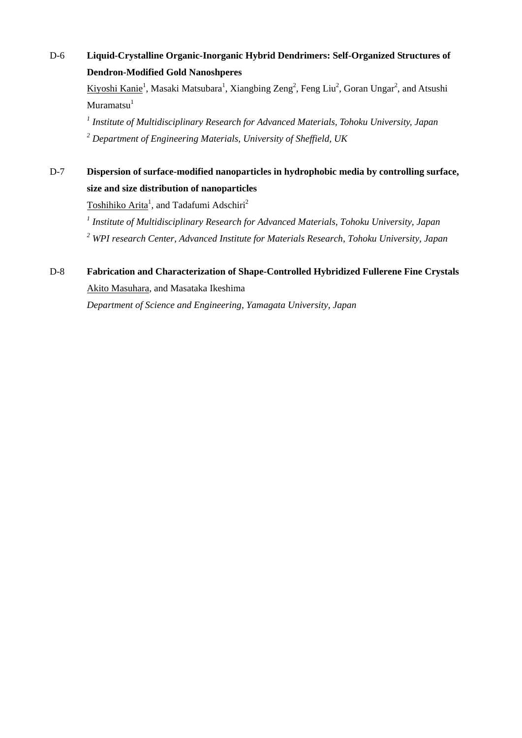D-6 **Liquid-Crystalline Organic-Inorganic Hybrid Dendrimers: Self-Organized Structures of Dendron-Modified Gold Nanoshperes**

Kiyoshi Kanie[1], Masaki Matsubara[1], Xiangbing Zeng[2], Feng Liu[2], Goran Ungar[2], and Atsushi Muramatsu[1]

[1] *Institute of Multidisciplinary Research for Advanced Materials, Tohoku University, Japan*

[2] *Department of Engineering Materials, University of Sheffield, UK*

D-7 **Dispersion of surface-modified nanoparticles in hydrophobic media by controlling surface, size and size distribution of nanoparticles**

Toshihiko Arita[1], and Tadafumi Adschiri[2]

[1] *Institute of Multidisciplinary Research for Advanced Materials, Tohoku University, Japan*

[2] *WPI research Center, Advanced Institute for Materials Research, Tohoku University, Japan*

D-8 **Fabrication and Characterization of Shape-Controlled Hybridized Fullerene Fine Crystals**

Akito Masuhara, and Masataka Ikeshima

*Department of Science and Engineering, Yamagata University, Japan*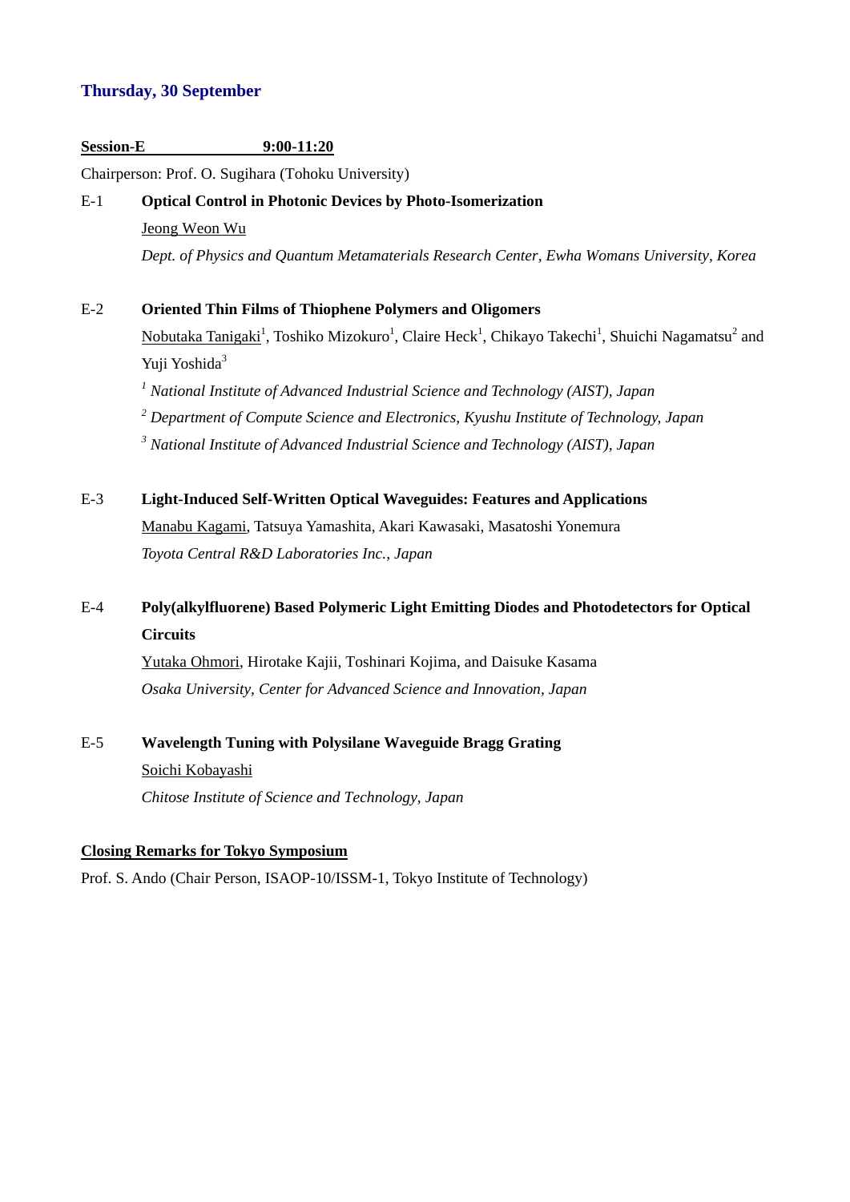## Thursday, 30 September

**Session-E 9:00-11:20**

Chairperson: Prof. O. Sugihara (Tohoku University)

E-1 **Optical Control in Photonic Devices by Photo-Isomerization**

Jeong Weon Wu

*Dept. of Physics and Quantum Metamaterials Research Center, Ewha Womans University, Korea*

E-2 **Oriented Thin Films of Thiophene Polymers and Oligomers**

Nobutaka Tanigaki[1], Toshiko Mizokuro[1], Claire Heck[1], Chikayo Takechi[1], Shuichi Nagamatsu[2] and Yuji Yoshida[3]

*[1] National Institute of Advanced Industrial Science and Technology (AIST), Japan*

*[2] Department of Compute Science and Electronics, Kyushu Institute of Technology, Japan*

*[3] National Institute of Advanced Industrial Science and Technology (AIST), Japan*

E-3 **Light-Induced Self-Written Optical Waveguides: Features and Applications**

Manabu Kagami, Tatsuya Yamashita, Akari Kawasaki, Masatoshi Yonemura

*Toyota Central R&D Laboratories Inc., Japan*

E-4 **Poly(alkylfluorene) Based Polymeric Light Emitting Diodes and Photodetectors for Optical Circuits**

Yutaka Ohmori, Hirotake Kajii, Toshinari Kojima, and Daisuke Kasama

*Osaka University, Center for Advanced Science and Innovation, Japan*

E-5 **Wavelength Tuning with Polysilane Waveguide Bragg Grating**

Soichi Kobayashi

*Chitose Institute of Science and Technology, Japan*

**Closing Remarks for Tokyo Symposium**

Prof. S. Ando (Chair Person, ISAOP-10/ISSM-1, Tokyo Institute of Technology)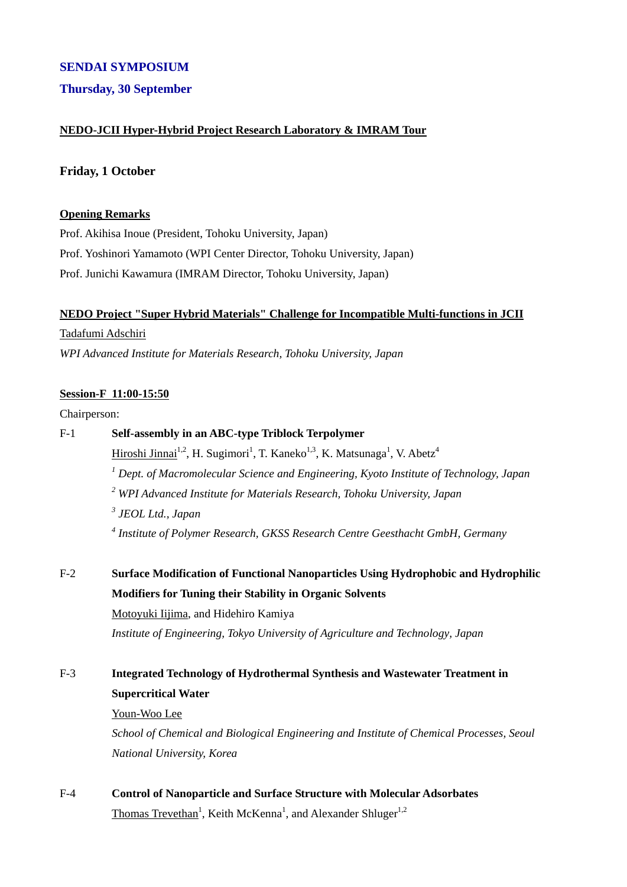## SENDAI SYMPOSIUM

### Thursday, 30 September

**NEDO-JCII Hyper-Hybrid Project Research Laboratory & IMRAM Tour**

### Friday, 1 October

**Opening Remarks**

Prof. Akihisa Inoue (President, Tohoku University, Japan)

Prof. Yoshinori Yamamoto (WPI Center Director, Tohoku University, Japan)

Prof. Junichi Kawamura (IMRAM Director, Tohoku University, Japan)

**NEDO Project "Super Hybrid Materials" Challenge for Incompatible Multi-functions in JCII**

Tadafumi Adschiri

*WPI Advanced Institute for Materials Research, Tohoku University, Japan*

**Session-F 11:00-15:50**

Chairperson:

F-1 **Self-assembly in an ABC-type Triblock Terpolymer**

Hiroshi Jinnai[1,2], H. Sugimori[1], T. Kaneko[1,3], K. Matsunaga[1], V. Abetz[4]

[1] *Dept. of Macromolecular Science and Engineering, Kyoto Institute of Technology, Japan*

[2] *WPI Advanced Institute for Materials Research, Tohoku University, Japan*

[3] *JEOL Ltd., Japan*

[4] *Institute of Polymer Research, GKSS Research Centre Geesthacht GmbH, Germany*

F-2 **Surface Modification of Functional Nanoparticles Using Hydrophobic and Hydrophilic Modifiers for Tuning their Stability in Organic Solvents**

Motoyuki Iijima, and Hidehiro Kamiya

*Institute of Engineering, Tokyo University of Agriculture and Technology, Japan*

F-3 **Integrated Technology of Hydrothermal Synthesis and Wastewater Treatment in Supercritical Water**

Youn-Woo Lee

*School of Chemical and Biological Engineering and Institute of Chemical Processes, Seoul National University, Korea*

F-4 **Control of Nanoparticle and Surface Structure with Molecular Adsorbates**

Thomas Trevethan[1], Keith McKenna[1], and Alexander Shluger[1,2]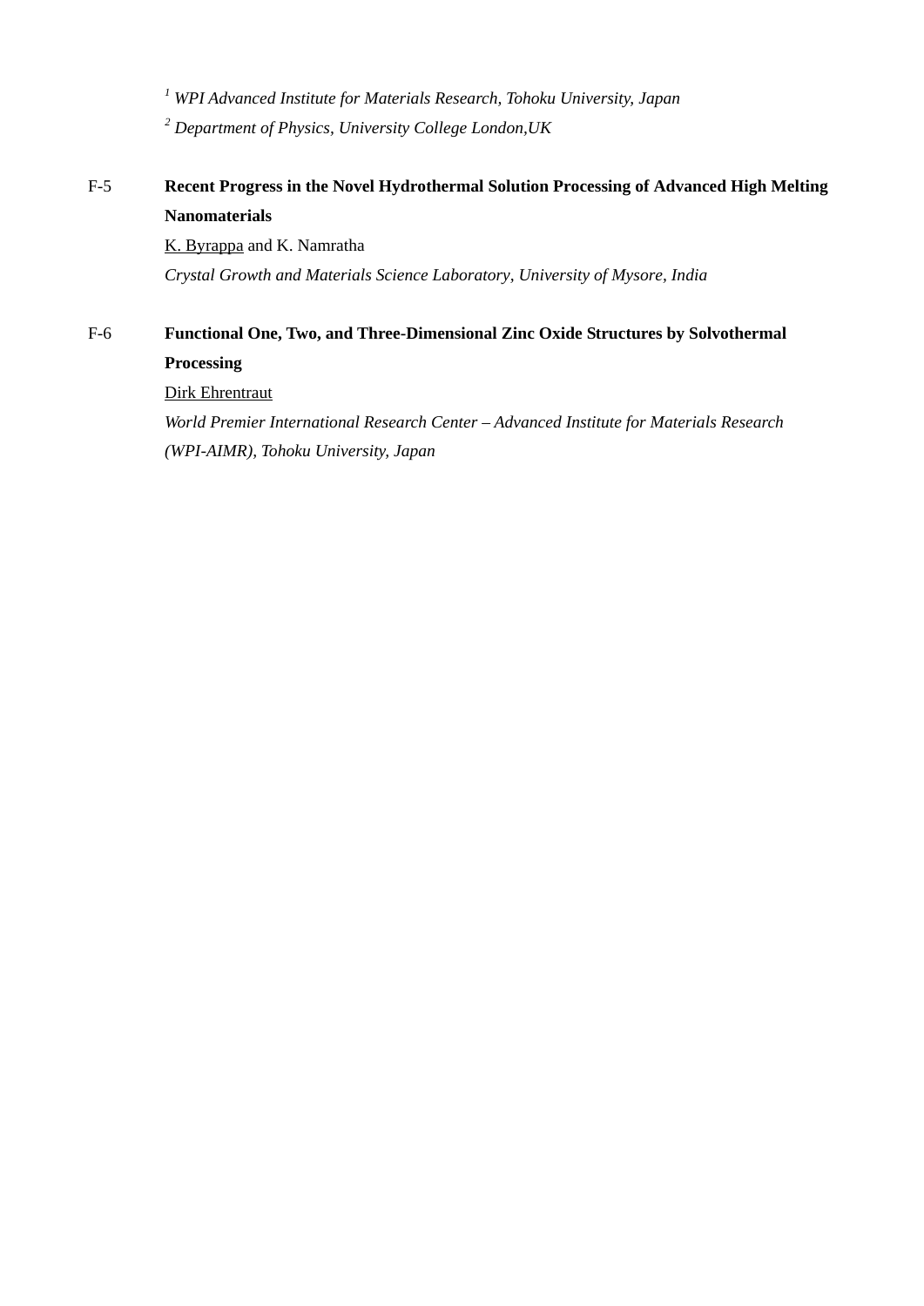[1] *WPI Advanced Institute for Materials Research, Tohoku University, Japan*

[2] *Department of Physics, University College London,UK*

F-5 **Recent Progress in the Novel Hydrothermal Solution Processing of Advanced High Melting Nanomaterials**

K. Byrappa and K. Namratha

*Crystal Growth and Materials Science Laboratory, University of Mysore, India*

F-6 **Functional One, Two, and Three-Dimensional Zinc Oxide Structures by Solvothermal Processing**

Dirk Ehrentraut

*World Premier International Research Center – Advanced Institute for Materials Research (WPI-AIMR), Tohoku University, Japan*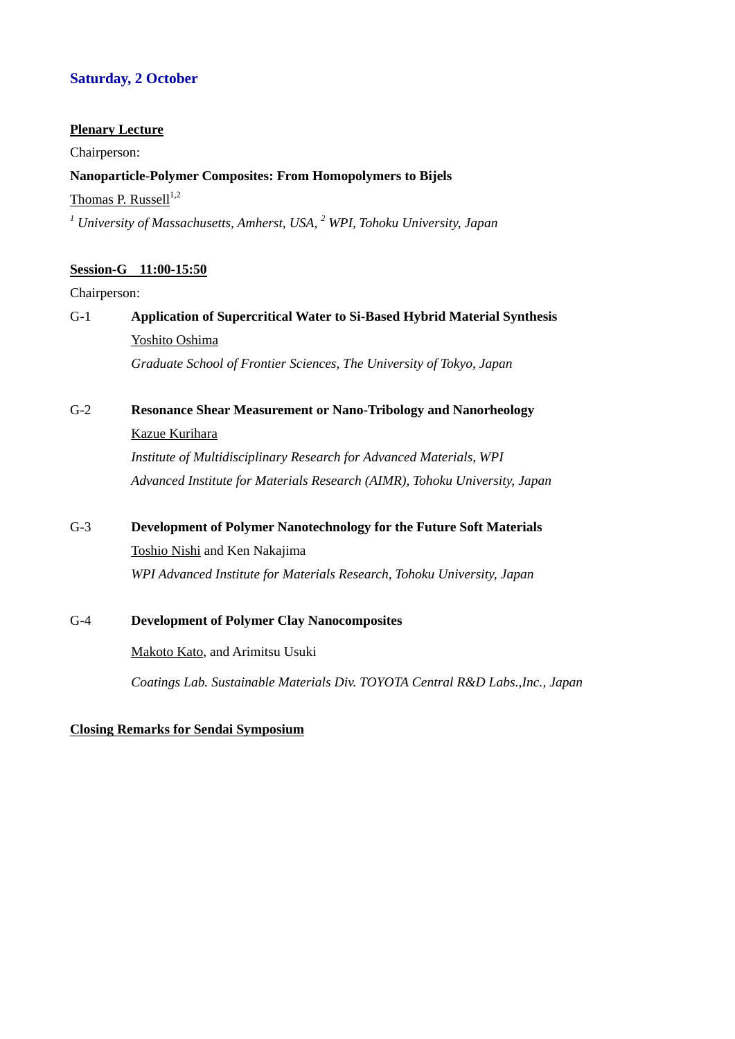## Saturday, 2 October

**Plenary Lecture**

Chairperson:

**Nanoparticle-Polymer Composites: From Homopolymers to Bijels**

Thomas P. Russell[1,2]

*[1] University of Massachusetts, Amherst, USA, [2] WPI, Tohoku University, Japan*

**Session-G 11:00-15:50**

Chairperson:

G-1 **Application of Supercritical Water to Si-Based Hybrid Material Synthesis**

Yoshito Oshima

*Graduate School of Frontier Sciences, The University of Tokyo, Japan*

G-2 **Resonance Shear Measurement or Nano-Tribology and Nanorheology**

Kazue Kurihara

*Institute of Multidisciplinary Research for Advanced Materials, WPI Advanced Institute for Materials Research (AIMR), Tohoku University, Japan*

G-3 **Development of Polymer Nanotechnology for the Future Soft Materials**

Toshio Nishi and Ken Nakajima

*WPI Advanced Institute for Materials Research, Tohoku University, Japan*

G-4 **Development of Polymer Clay Nanocomposites**

Makoto Kato, and Arimitsu Usuki

*Coatings Lab. Sustainable Materials Div. TOYOTA Central R&D Labs.,Inc., Japan*

**Closing Remarks for Sendai Symposium**